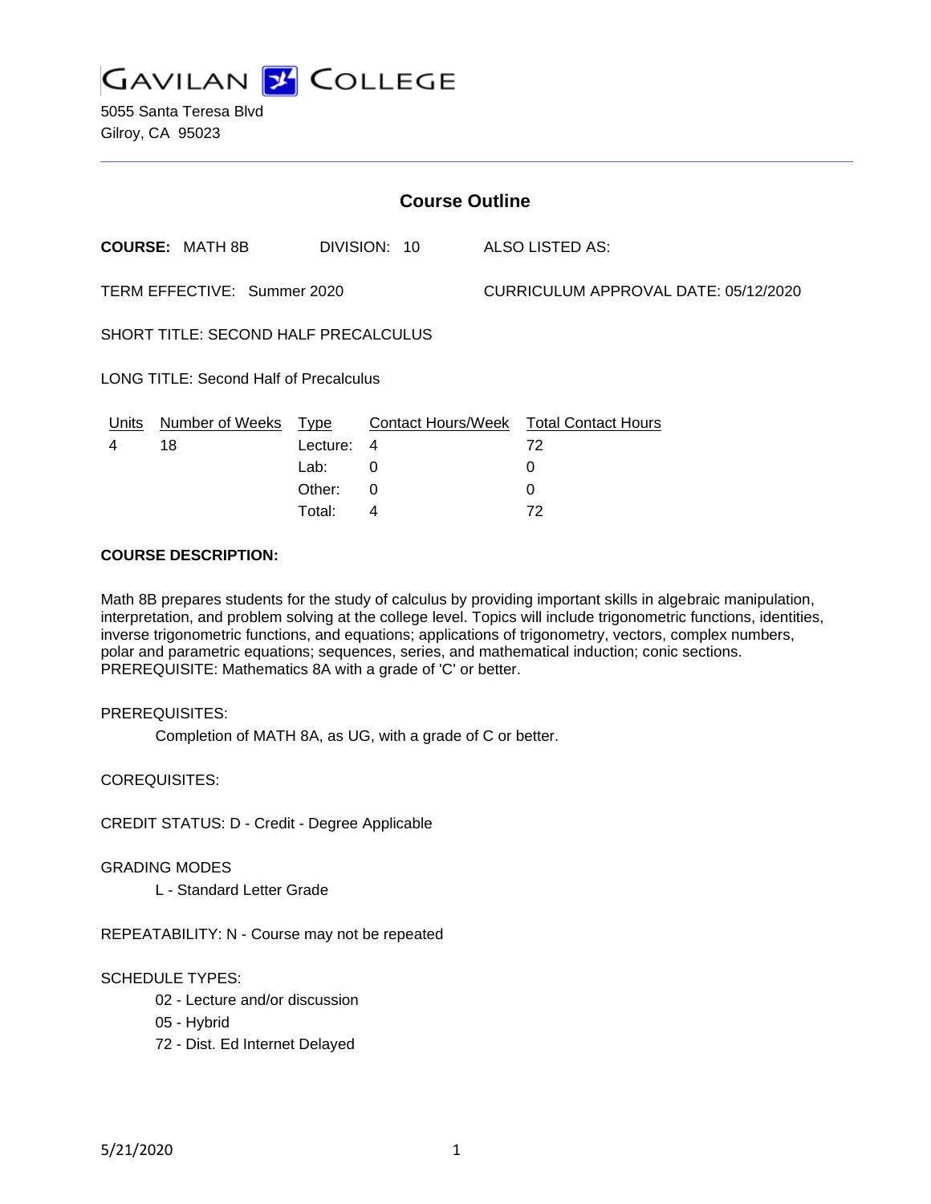# GAVILAN COLLEGE

5055 Santa Teresa Blvd
Gilroy, CA 95023

## Course Outline

**COURSE:** MATH 8B DIVISION: 10 ALSO LISTED AS:

TERM EFFECTIVE: Summer 2020 CURRICULUM APPROVAL DATE: 05/12/2020

SHORT TITLE: SECOND HALF PRECALCULUS

LONG TITLE: Second Half of Precalculus

| Units | Number of Weeks | Type | Contact Hours/Week | Total Contact Hours |
|---|---|---|---|---|
| 4 | 18 | Lecture: | 4 | 72 |
| | | Lab: | 0 | 0 |
| | | Other: | 0 | 0 |
| | | Total: | 4 | 72 |

**COURSE DESCRIPTION:**

Math 8B prepares students for the study of calculus by providing important skills in algebraic manipulation, interpretation, and problem solving at the college level. Topics will include trigonometric functions, identities, inverse trigonometric functions, and equations; applications of trigonometry, vectors, complex numbers, polar and parametric equations; sequences, series, and mathematical induction; conic sections. PREREQUISITE: Mathematics 8A with a grade of 'C' or better.

PREREQUISITES:

Completion of MATH 8A, as UG, with a grade of C or better.

COREQUISITES:

CREDIT STATUS: D - Credit - Degree Applicable

GRADING MODES

L - Standard Letter Grade

REPEATABILITY: N - Course may not be repeated

SCHEDULE TYPES:

02 - Lecture and/or discussion

05 - Hybrid

72 - Dist. Ed Internet Delayed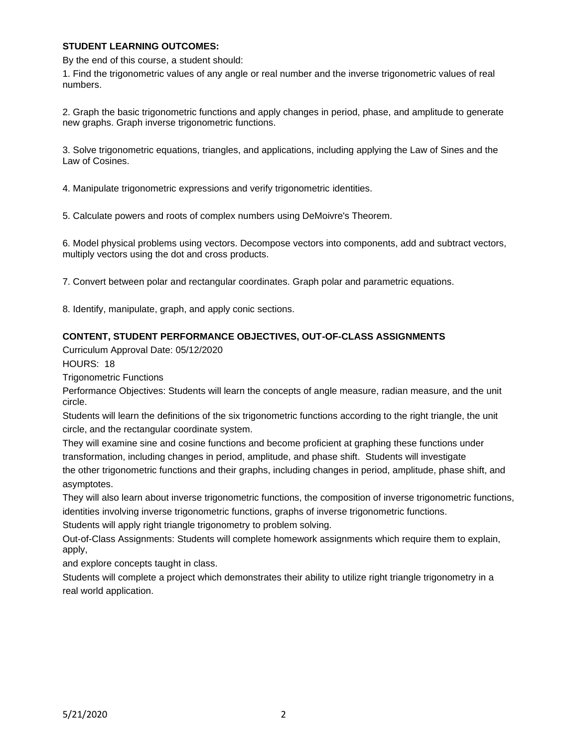**STUDENT LEARNING OUTCOMES:**

By the end of this course, a student should:

1. Find the trigonometric values of any angle or real number and the inverse trigonometric values of real numbers.

2. Graph the basic trigonometric functions and apply changes in period, phase, and amplitude to generate new graphs. Graph inverse trigonometric functions.

3. Solve trigonometric equations, triangles, and applications, including applying the Law of Sines and the Law of Cosines.

4. Manipulate trigonometric expressions and verify trigonometric identities.

5. Calculate powers and roots of complex numbers using DeMoivre's Theorem.

6. Model physical problems using vectors. Decompose vectors into components, add and subtract vectors, multiply vectors using the dot and cross products.

7. Convert between polar and rectangular coordinates. Graph polar and parametric equations.

8. Identify, manipulate, graph, and apply conic sections.

**CONTENT, STUDENT PERFORMANCE OBJECTIVES, OUT-OF-CLASS ASSIGNMENTS**

Curriculum Approval Date: 05/12/2020

HOURS: 18

Trigonometric Functions

Performance Objectives: Students will learn the concepts of angle measure, radian measure, and the unit circle.

Students will learn the definitions of the six trigonometric functions according to the right triangle, the unit circle, and the rectangular coordinate system.

They will examine sine and cosine functions and become proficient at graphing these functions under transformation, including changes in period, amplitude, and phase shift. Students will investigate the other trigonometric functions and their graphs, including changes in period, amplitude, phase shift, and asymptotes.

They will also learn about inverse trigonometric functions, the composition of inverse trigonometric functions, identities involving inverse trigonometric functions, graphs of inverse trigonometric functions.

Students will apply right triangle trigonometry to problem solving.

Out-of-Class Assignments: Students will complete homework assignments which require them to explain, apply,

and explore concepts taught in class.

Students will complete a project which demonstrates their ability to utilize right triangle trigonometry in a real world application.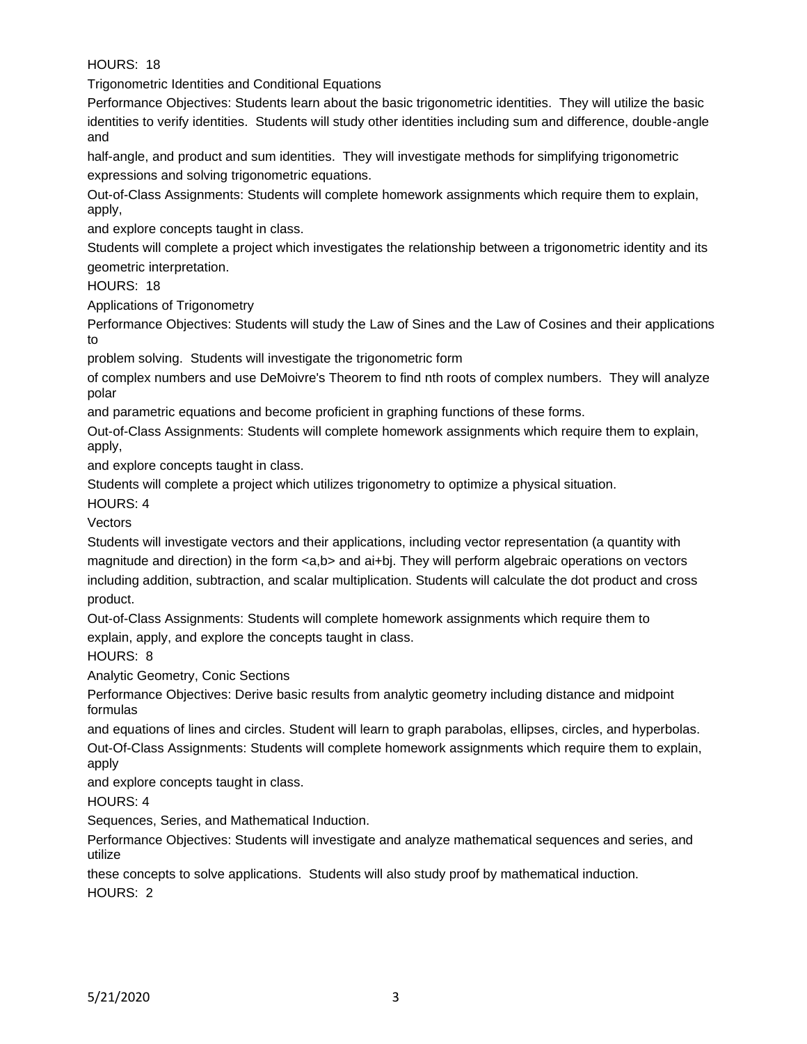HOURS: 18

Trigonometric Identities and Conditional Equations

Performance Objectives: Students learn about the basic trigonometric identities. They will utilize the basic identities to verify identities. Students will study other identities including sum and difference, double-angle and half-angle, and product and sum identities. They will investigate methods for simplifying trigonometric expressions and solving trigonometric equations.

Out-of-Class Assignments: Students will complete homework assignments which require them to explain, apply, and explore concepts taught in class.

Students will complete a project which investigates the relationship between a trigonometric identity and its geometric interpretation.

HOURS: 18

Applications of Trigonometry

Performance Objectives: Students will study the Law of Sines and the Law of Cosines and their applications to problem solving. Students will investigate the trigonometric form of complex numbers and use DeMoivre's Theorem to find nth roots of complex numbers. They will analyze polar and parametric equations and become proficient in graphing functions of these forms.

Out-of-Class Assignments: Students will complete homework assignments which require them to explain, apply, and explore concepts taught in class.

Students will complete a project which utilizes trigonometry to optimize a physical situation.

HOURS: 4

Vectors

Students will investigate vectors and their applications, including vector representation (a quantity with magnitude and direction) in the form <a,b> and ai+bj. They will perform algebraic operations on vectors including addition, subtraction, and scalar multiplication. Students will calculate the dot product and cross product.

Out-of-Class Assignments: Students will complete homework assignments which require them to explain, apply, and explore the concepts taught in class.

HOURS: 8

Analytic Geometry, Conic Sections

Performance Objectives: Derive basic results from analytic geometry including distance and midpoint formulas and equations of lines and circles. Student will learn to graph parabolas, ellipses, circles, and hyperbolas.

Out-Of-Class Assignments: Students will complete homework assignments which require them to explain, apply and explore concepts taught in class.

HOURS: 4

Sequences, Series, and Mathematical Induction.

Performance Objectives: Students will investigate and analyze mathematical sequences and series, and utilize these concepts to solve applications. Students will also study proof by mathematical induction.

HOURS: 2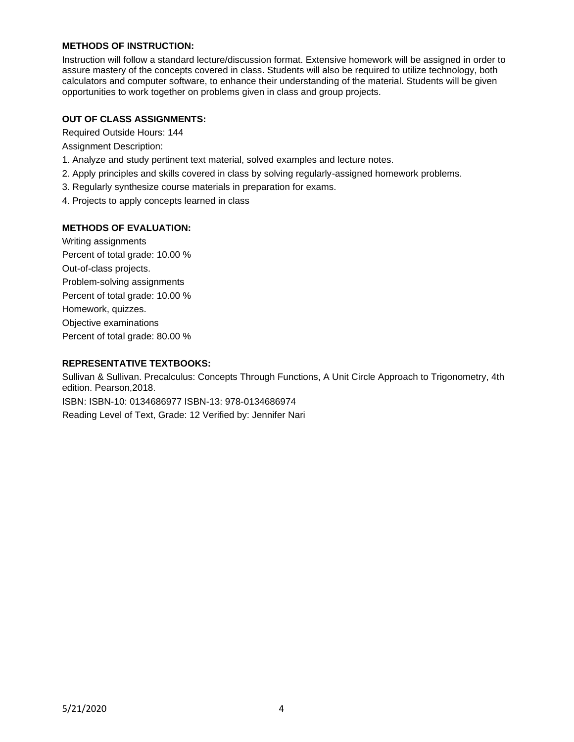## METHODS OF INSTRUCTION:

Instruction will follow a standard lecture/discussion format. Extensive homework will be assigned in order to assure mastery of the concepts covered in class. Students will also be required to utilize technology, both calculators and computer software, to enhance their understanding of the material. Students will be given opportunities to work together on problems given in class and group projects.

## OUT OF CLASS ASSIGNMENTS:

Required Outside Hours: 144

Assignment Description:

1. Analyze and study pertinent text material, solved examples and lecture notes.
2. Apply principles and skills covered in class by solving regularly-assigned homework problems.
3. Regularly synthesize course materials in preparation for exams.
4. Projects to apply concepts learned in class

## METHODS OF EVALUATION:

Writing assignments

Percent of total grade: 10.00 %

Out-of-class projects.

Problem-solving assignments

Percent of total grade: 10.00 %

Homework, quizzes.

Objective examinations

Percent of total grade: 80.00 %

## REPRESENTATIVE TEXTBOOKS:

Sullivan & Sullivan. Precalculus: Concepts Through Functions, A Unit Circle Approach to Trigonometry, 4th edition. Pearson,2018.

ISBN: ISBN-10: 0134686977 ISBN-13: 978-0134686974

Reading Level of Text, Grade: 12 Verified by: Jennifer Nari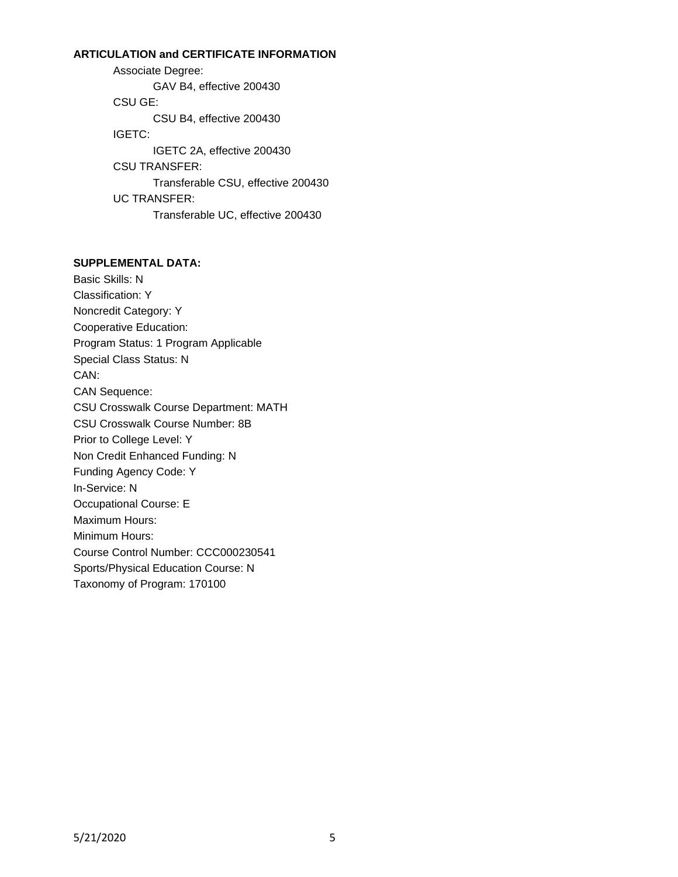**ARTICULATION and CERTIFICATE INFORMATION**

Associate Degree:

GAV B4, effective 200430

CSU GE:

CSU B4, effective 200430

IGETC:

IGETC 2A, effective 200430

CSU TRANSFER:

Transferable CSU, effective 200430

UC TRANSFER:

Transferable UC, effective 200430

**SUPPLEMENTAL DATA:**

Basic Skills: N  
Classification: Y  
Noncredit Category: Y  
Cooperative Education:  
Program Status: 1 Program Applicable  
Special Class Status: N  
CAN:  
CAN Sequence:  
CSU Crosswalk Course Department: MATH  
CSU Crosswalk Course Number: 8B  
Prior to College Level: Y  
Non Credit Enhanced Funding: N  
Funding Agency Code: Y  
In-Service: N  
Occupational Course: E  
Maximum Hours:  
Minimum Hours:  
Course Control Number: CCC000230541  
Sports/Physical Education Course: N  
Taxonomy of Program: 170100